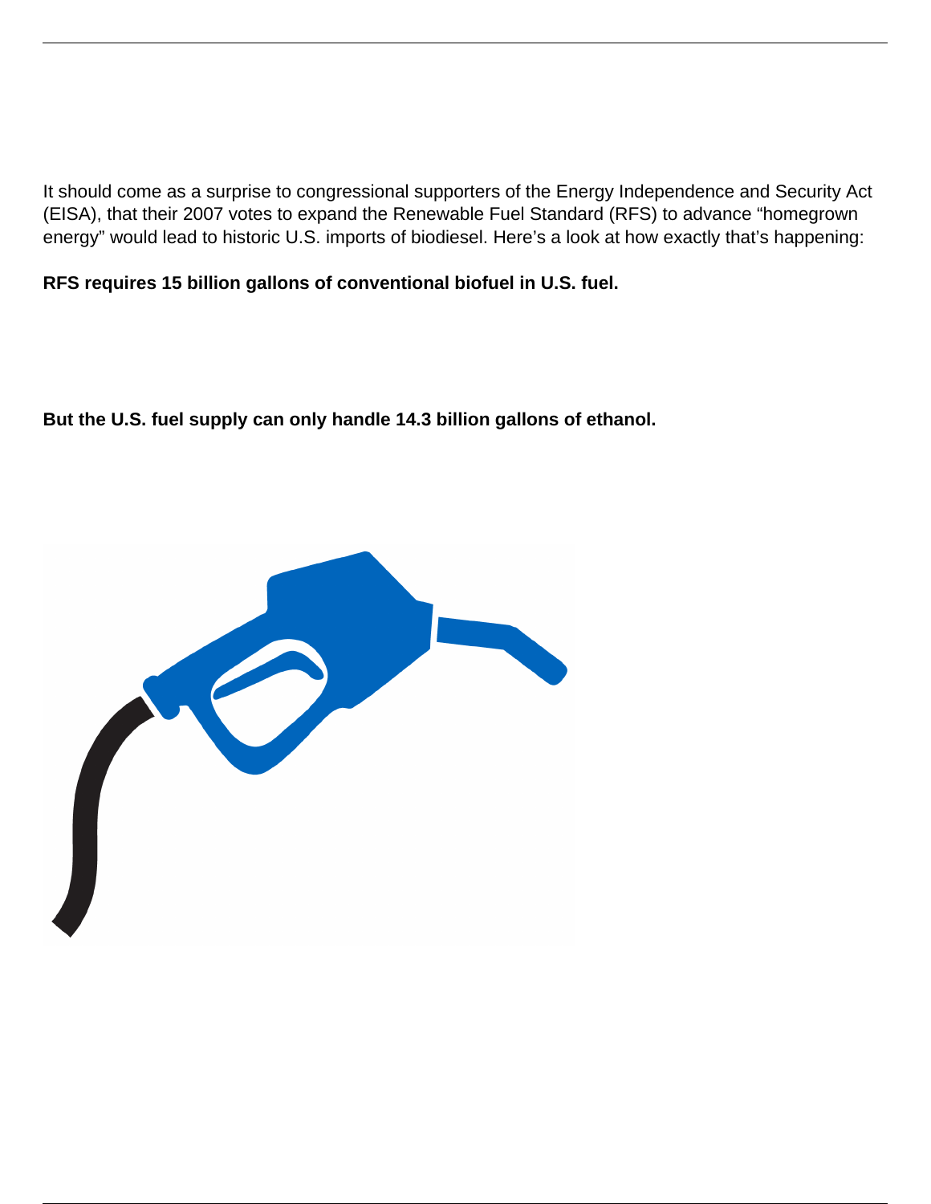It should come as a surprise to congressional supporters of the Energy Independence and Security Act (EISA), that their 2007 votes to expand the Renewable Fuel Standard (RFS) to advance "homegrown energy" would lead to historic U.S. imports of biodiesel. Here's a look at how exactly that's happening:

**RFS requires 15 billion gallons of conventional biofuel in U.S. fuel.**

**But the U.S. fuel supply can only handle 14.3 billion gallons of ethanol.**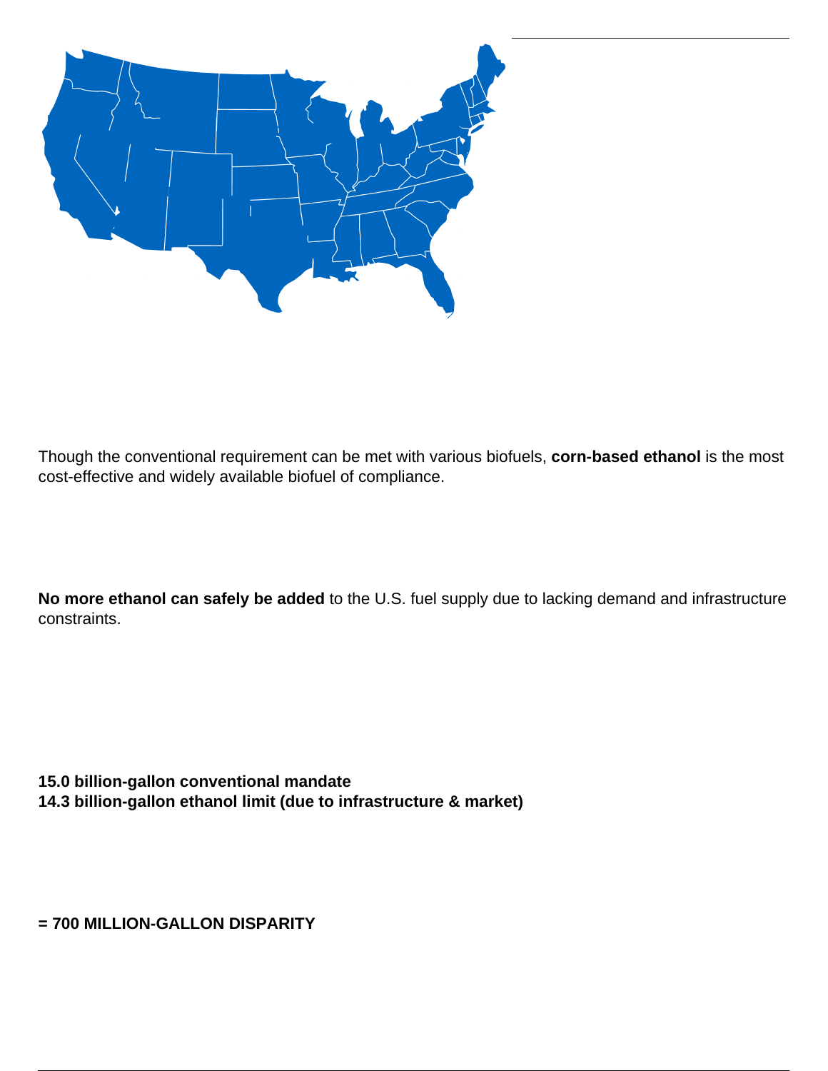Though the conventional requirement can be met with various biofuels, **corn-based ethanol** is the most cost-effective and widely available biofuel of compliance.

**No more ethanol can safely be added** to the U.S. fuel supply due to lacking demand and infrastructure constraints.

**15.0 billion-gallon conventional mandate**
**14.3 billion-gallon ethanol limit (due to infrastructure & market)**

**= 700 MILLION-GALLON DISPARITY**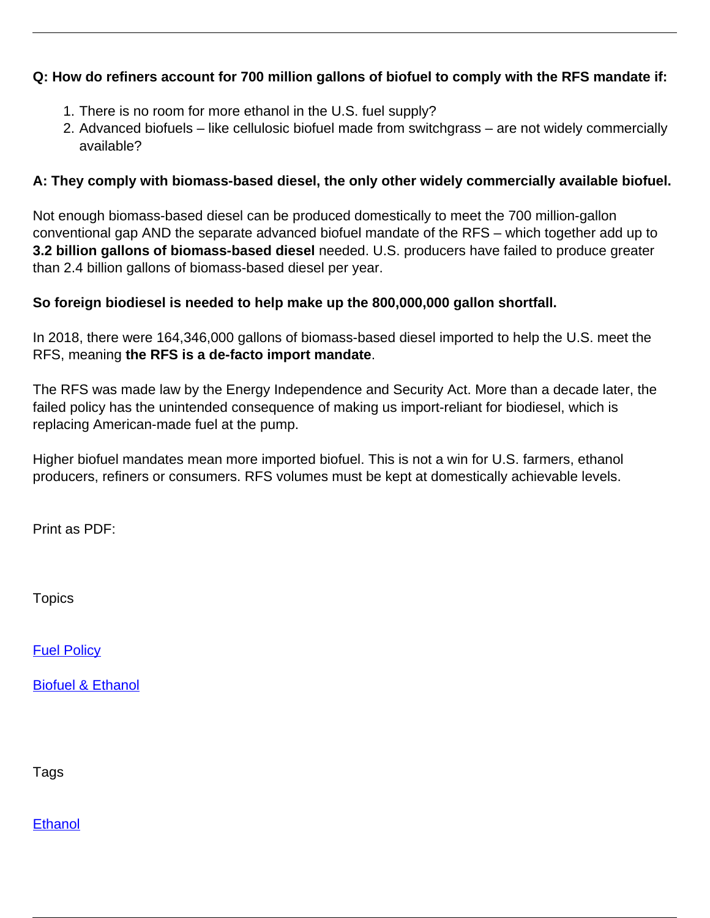**Q: How do refiners account for 700 million gallons of biofuel to comply with the RFS mandate if:**

1. There is no room for more ethanol in the U.S. fuel supply?
2. Advanced biofuels – like cellulosic biofuel made from switchgrass – are not widely commercially available?

**A: They comply with biomass-based diesel, the only other widely commercially available biofuel.**

Not enough biomass-based diesel can be produced domestically to meet the 700 million-gallon conventional gap AND the separate advanced biofuel mandate of the RFS – which together add up to **3.2 billion gallons of biomass-based diesel** needed. U.S. producers have failed to produce greater than 2.4 billion gallons of biomass-based diesel per year.

**So foreign biodiesel is needed to help make up the 800,000,000 gallon shortfall.**

In 2018, there were 164,346,000 gallons of biomass-based diesel imported to help the U.S. meet the RFS, meaning **the RFS is a de-facto import mandate**.

The RFS was made law by the Energy Independence and Security Act. More than a decade later, the failed policy has the unintended consequence of making us import-reliant for biodiesel, which is replacing American-made fuel at the pump.

Higher biofuel mandates mean more imported biofuel. This is not a win for U.S. farmers, ethanol producers, refiners or consumers. RFS volumes must be kept at domestically achievable levels.

Print as PDF:

Topics

Fuel Policy

Biofuel & Ethanol

Tags

Ethanol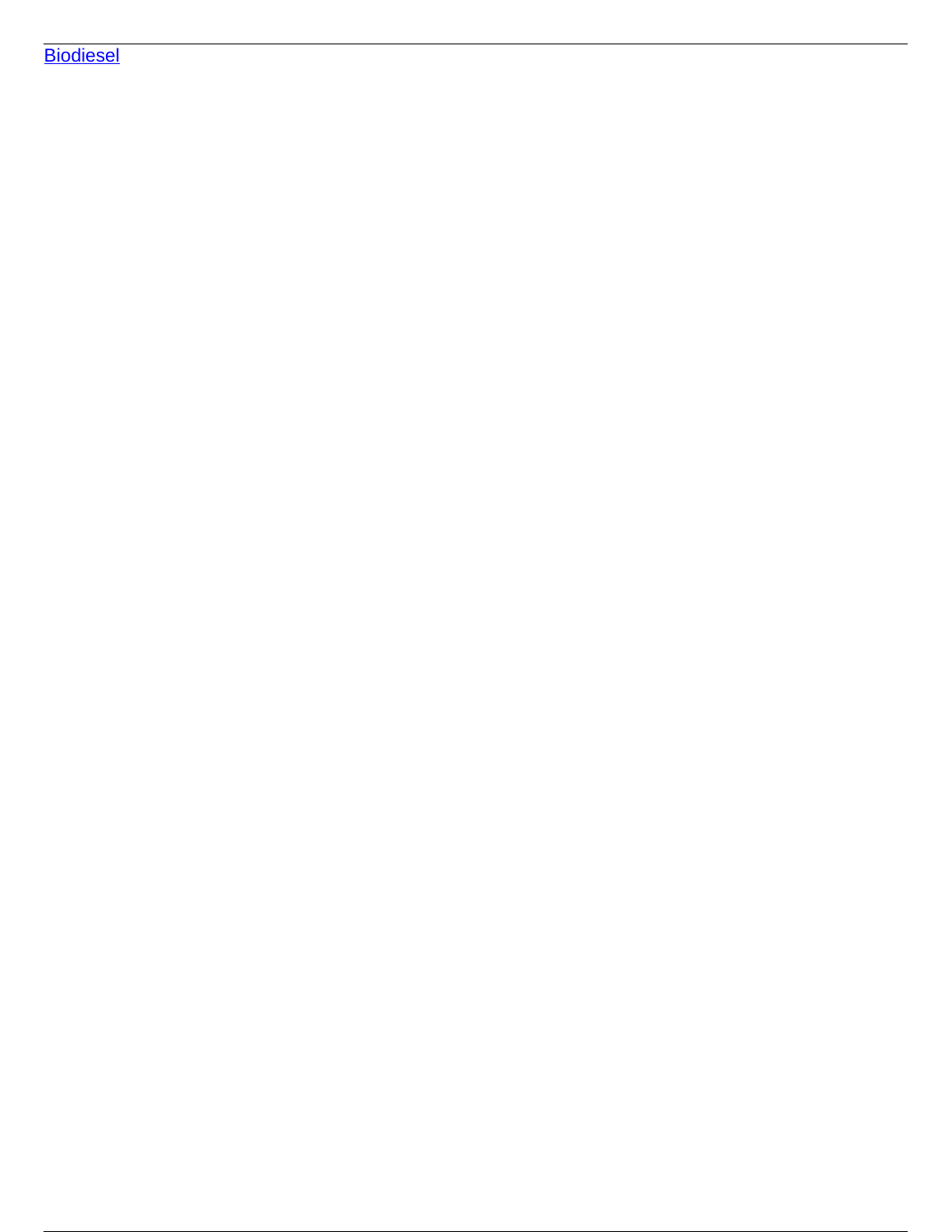[Biodiesel]